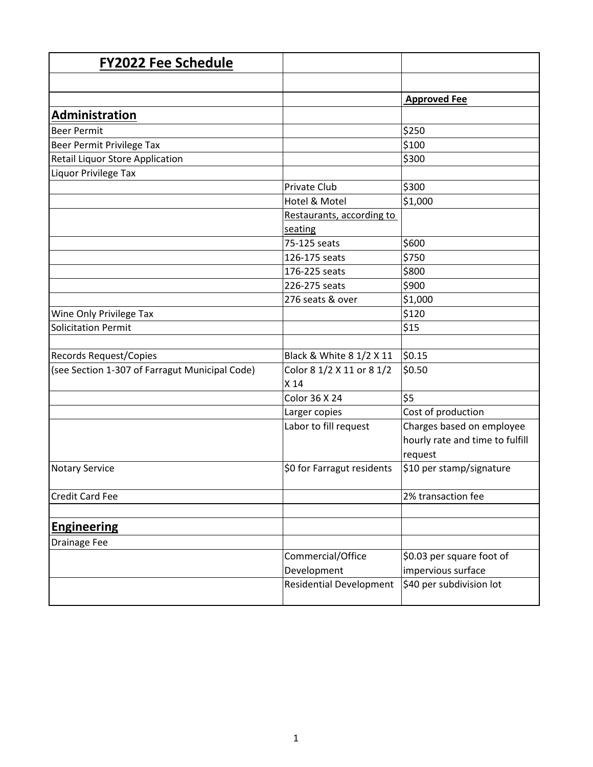| FY2022 Fee Schedule | | |
|---|---|---|
| | | |
| | | **Approved Fee** |
| **Administration** | | |
| Beer Permit | | $250 |
| Beer Permit Privilege Tax | | $100 |
| Retail Liquor Store Application | | $300 |
| Liquor Privilege Tax | | |
| | Private Club | $300 |
| | Hotel & Motel | $1,000 |
| | Restaurants, according to seating | |
| | 75-125 seats | $600 |
| | 126-175 seats | $750 |
| | 176-225 seats | $800 |
| | 226-275 seats | $900 |
| | 276 seats & over | $1,000 |
| Wine Only Privilege Tax | | $120 |
| Solicitation Permit | | $15 |
| | | |
| Records Request/Copies | Black & White 8 1/2 X 11 | $0.15 |
| (see Section 1-307 of Farragut Municipal Code) | Color 8 1/2 X 11 or 8 1/2 X 14 | $0.50 |
| | Color 36 X 24 | $5 |
| | Larger copies | Cost of production |
| | Labor to fill request | Charges based on employee hourly rate and time to fulfill request |
| Notary Service | $0 for Farragut residents | $10 per stamp/signature |
| Credit Card Fee | | 2% transaction fee |
| | | |
| **Engineering** | | |
| Drainage Fee | | |
| | Commercial/Office Development | $0.03 per square foot of impervious surface |
| | Residential Development | $40 per subdivision lot |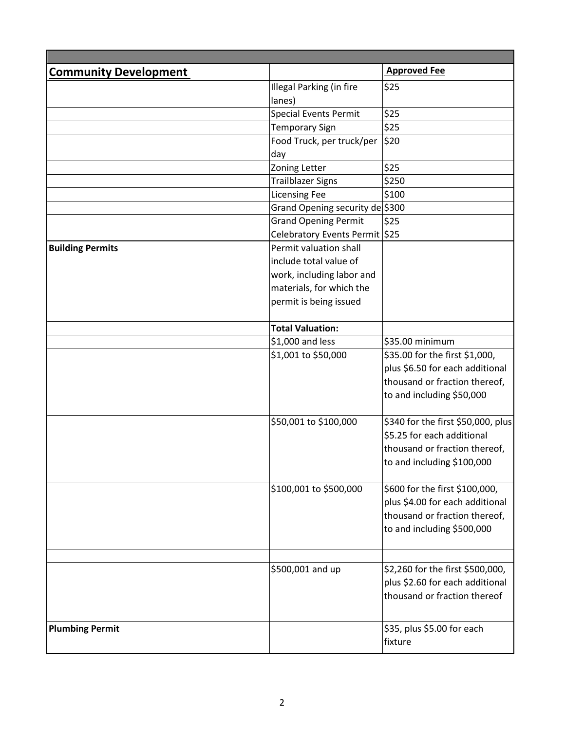| Community Development | | Approved Fee |
|---|---|---|
| | Illegal Parking (in fire lanes) | $25 |
| | Special Events Permit | $25 |
| | Temporary Sign | $25 |
| | Food Truck, per truck/per day | $20 |
| | Zoning Letter | $25 |
| | Trailblazer Signs | $250 |
| | Licensing Fee | $100 |
| | Grand Opening security de | $300 |
| | Grand Opening Permit | $25 |
| | Celebratory Events Permit | $25 |
| **Building Permits** | Permit valuation shall include total value of work, including labor and materials, for which the permit is being issued | |
| | **Total Valuation:** | |
| | $1,000 and less | $35.00 minimum |
| | $1,001 to $50,000 | $35.00 for the first $1,000, plus $6.50 for each additional thousand or fraction thereof, to and including $50,000 |
| | $50,001 to $100,000 | $340 for the first $50,000, plus $5.25 for each additional thousand or fraction thereof, to and including $100,000 |
| | $100,001 to $500,000 | $600 for the first $100,000, plus $4.00 for each additional thousand or fraction thereof, to and including $500,000 |
| | | |
| | $500,001 and up | $2,260 for the first $500,000, plus $2.60 for each additional thousand or fraction thereof |
| **Plumbing Permit** | | $35, plus $5.00 for each fixture |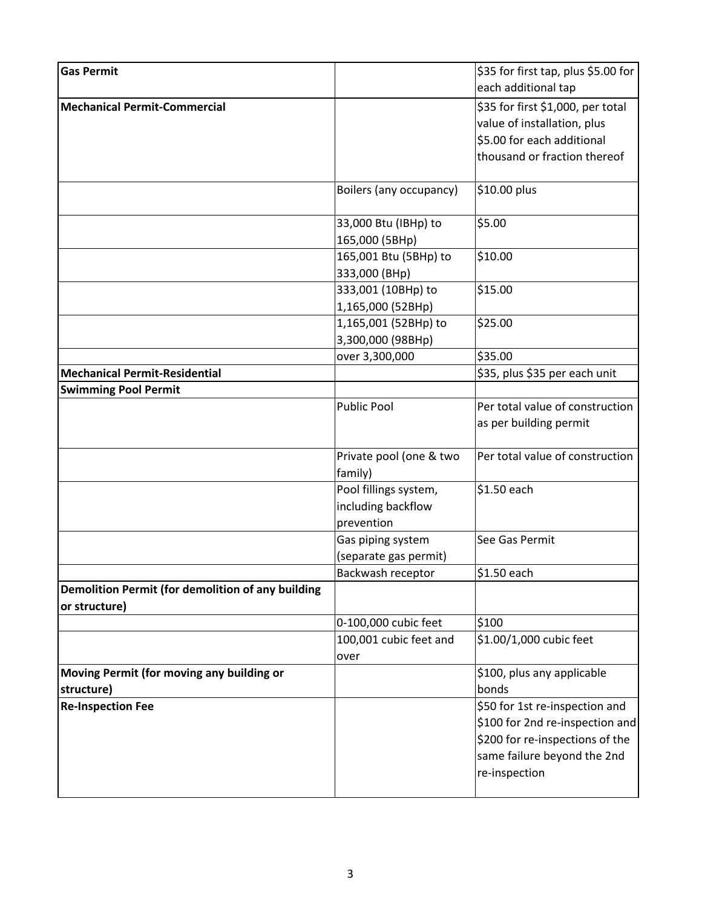| | | |
|---|---|---|
| **Gas Permit** | | $35 for first tap, plus $5.00 for each additional tap |
| **Mechanical Permit-Commercial** | | $35 for first $1,000, per total value of installation, plus $5.00 for each additional thousand or fraction thereof |
| | Boilers (any occupancy) | $10.00 plus |
| | 33,000 Btu (IBHp) to 165,000 (5BHp) | $5.00 |
| | 165,001 Btu (5BHp) to 333,000 (BHp) | $10.00 |
| | 333,001 (10BHp) to 1,165,000 (52BHp) | $15.00 |
| | 1,165,001 (52BHp) to 3,300,000 (98BHp) | $25.00 |
| | over 3,300,000 | $35.00 |
| **Mechanical Permit-Residential** | | $35, plus $35 per each unit |
| **Swimming Pool Permit** | | |
| | Public Pool | Per total value of construction as per building permit |
| | Private pool (one & two family) | Per total value of construction |
| | Pool fillings system, including backflow prevention | $1.50 each |
| | Gas piping system (separate gas permit) | See Gas Permit |
| | Backwash receptor | $1.50 each |
| **Demolition Permit (for demolition of any building or structure)** | | |
| | 0-100,000 cubic feet | $100 |
| | 100,001 cubic feet and over | $1.00/1,000 cubic feet |
| **Moving Permit (for moving any building or structure)** | | $100, plus any applicable bonds |
| **Re-Inspection Fee** | | $50 for 1st re-inspection and $100 for 2nd re-inspection and $200 for re-inspections of the same failure beyond the 2nd re-inspection |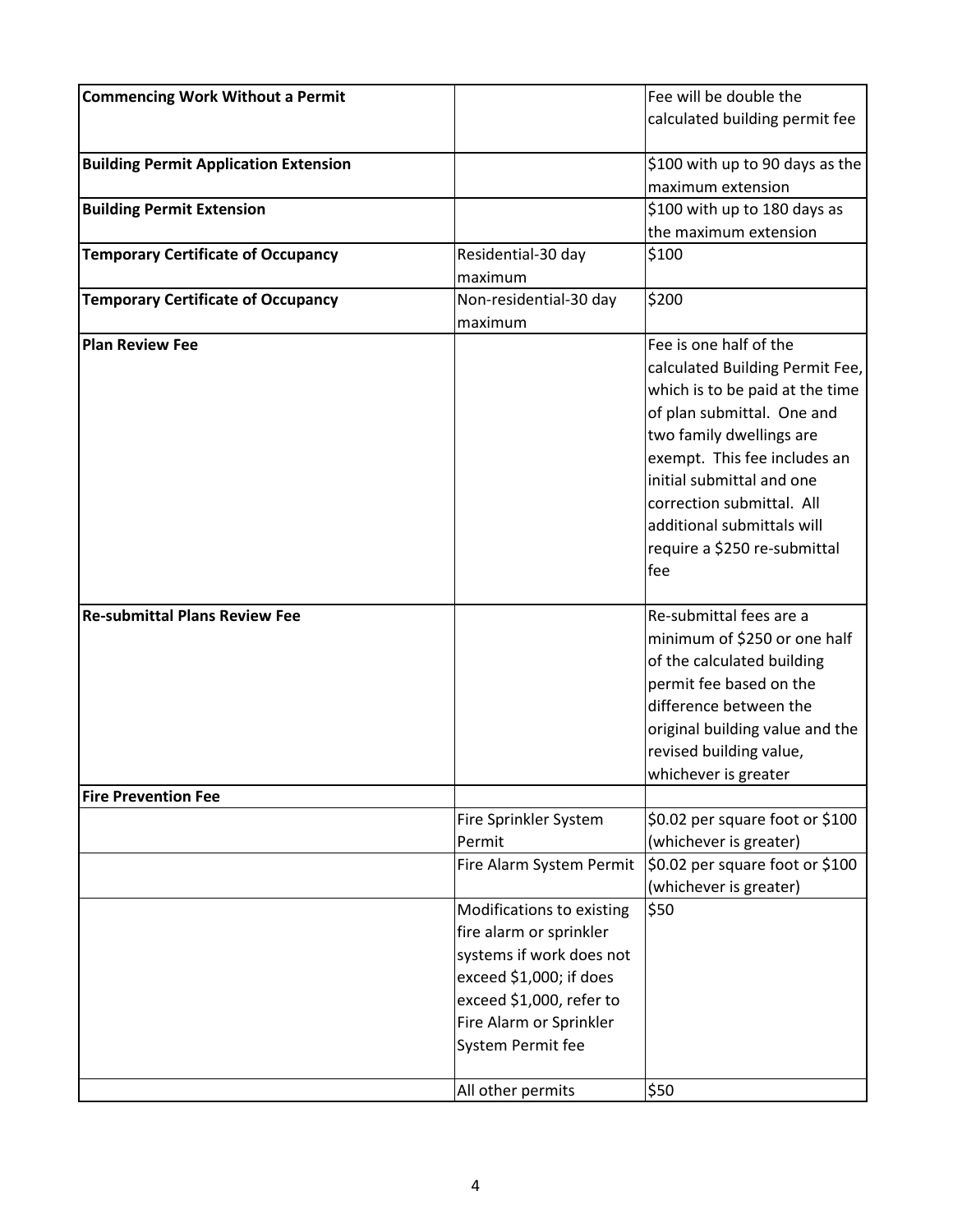| | | |
|---|---|---|
| **Commencing Work Without a Permit** | | Fee will be double the calculated building permit fee |
| **Building Permit Application Extension** | | $100 with up to 90 days as the maximum extension |
| **Building Permit Extension** | | $100 with up to 180 days as the maximum extension |
| **Temporary Certificate of Occupancy** | Residential-30 day maximum | $100 |
| **Temporary Certificate of Occupancy** | Non-residential-30 day maximum | $200 |
| **Plan Review Fee** | | Fee is one half of the calculated Building Permit Fee, which is to be paid at the time of plan submittal. One and two family dwellings are exempt. This fee includes an initial submittal and one correction submittal. All additional submittals will require a $250 re-submittal fee |
| **Re-submittal Plans Review Fee** | | Re-submittal fees are a minimum of $250 or one half of the calculated building permit fee based on the difference between the original building value and the revised building value, whichever is greater |
| **Fire Prevention Fee** | | |
| | Fire Sprinkler System Permit | $0.02 per square foot or $100 (whichever is greater) |
| | Fire Alarm System Permit | $0.02 per square foot or $100 (whichever is greater) |
| | Modifications to existing fire alarm or sprinkler systems if work does not exceed $1,000; if does exceed $1,000, refer to Fire Alarm or Sprinkler System Permit fee | $50 |
| | All other permits | $50 |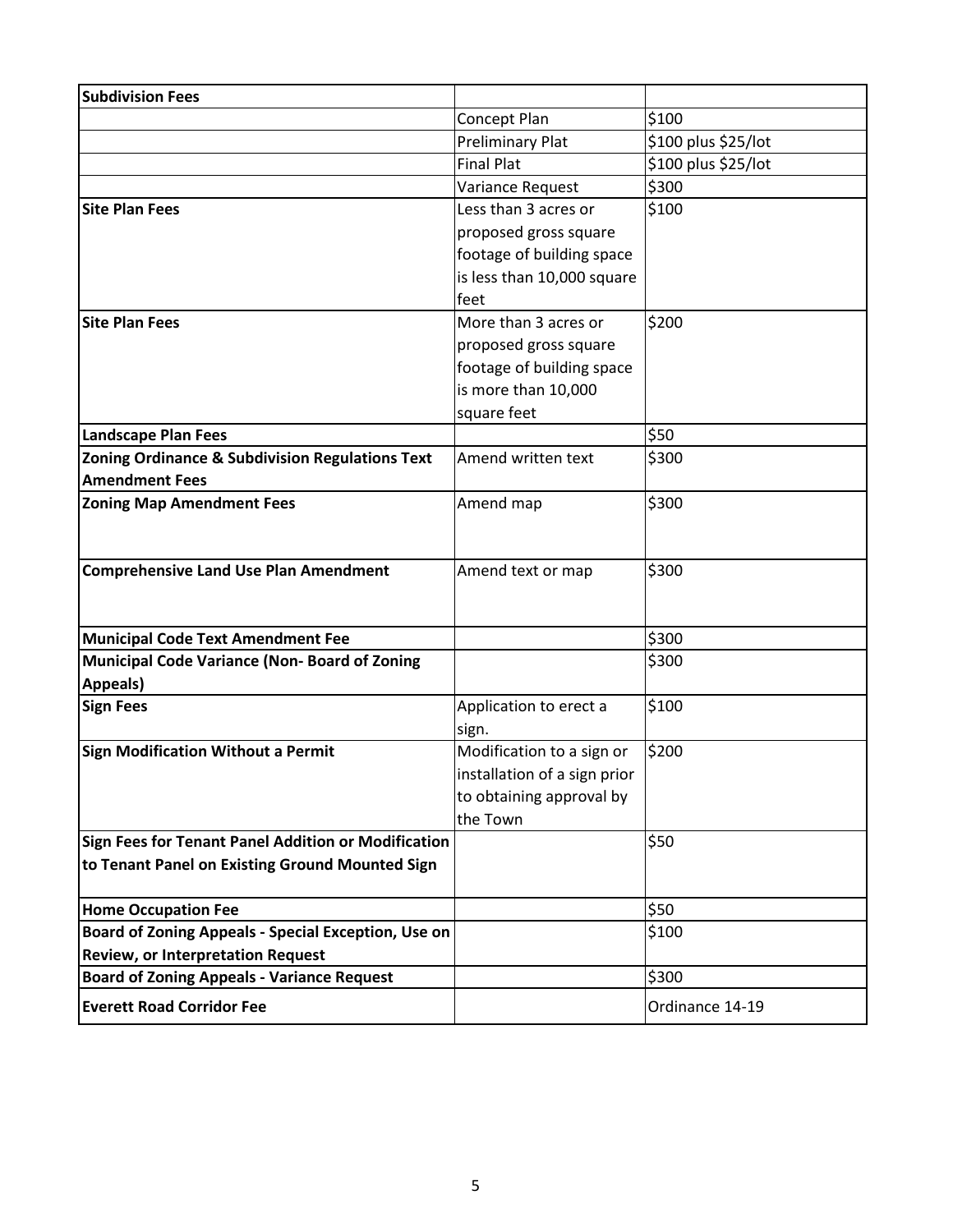| Subdivision Fees | | |
|---|---|---|
| | Concept Plan | $100 |
| | Preliminary Plat | $100 plus $25/lot |
| | Final Plat | $100 plus $25/lot |
| | Variance Request | $300 |
| **Site Plan Fees** | Less than 3 acres or proposed gross square footage of building space is less than 10,000 square feet | $100 |
| **Site Plan Fees** | More than 3 acres or proposed gross square footage of building space is more than 10,000 square feet | $200 |
| **Landscape Plan Fees** | | $50 |
| **Zoning Ordinance & Subdivision Regulations Text Amendment Fees** | Amend written text | $300 |
| **Zoning Map Amendment Fees** | Amend map | $300 |
| **Comprehensive Land Use Plan Amendment** | Amend text or map | $300 |
| **Municipal Code Text Amendment Fee** | | $300 |
| **Municipal Code Variance (Non- Board of Zoning Appeals)** | | $300 |
| **Sign Fees** | Application to erect a sign. | $100 |
| **Sign Modification Without a Permit** | Modification to a sign or installation of a sign prior to obtaining approval by the Town | $200 |
| **Sign Fees for Tenant Panel Addition or Modification to Tenant Panel on Existing Ground Mounted Sign** | | $50 |
| **Home Occupation Fee** | | $50 |
| **Board of Zoning Appeals - Special Exception, Use on Review, or Interpretation Request** | | $100 |
| **Board of Zoning Appeals - Variance Request** | | $300 |
| **Everett Road Corridor Fee** | | Ordinance 14-19 |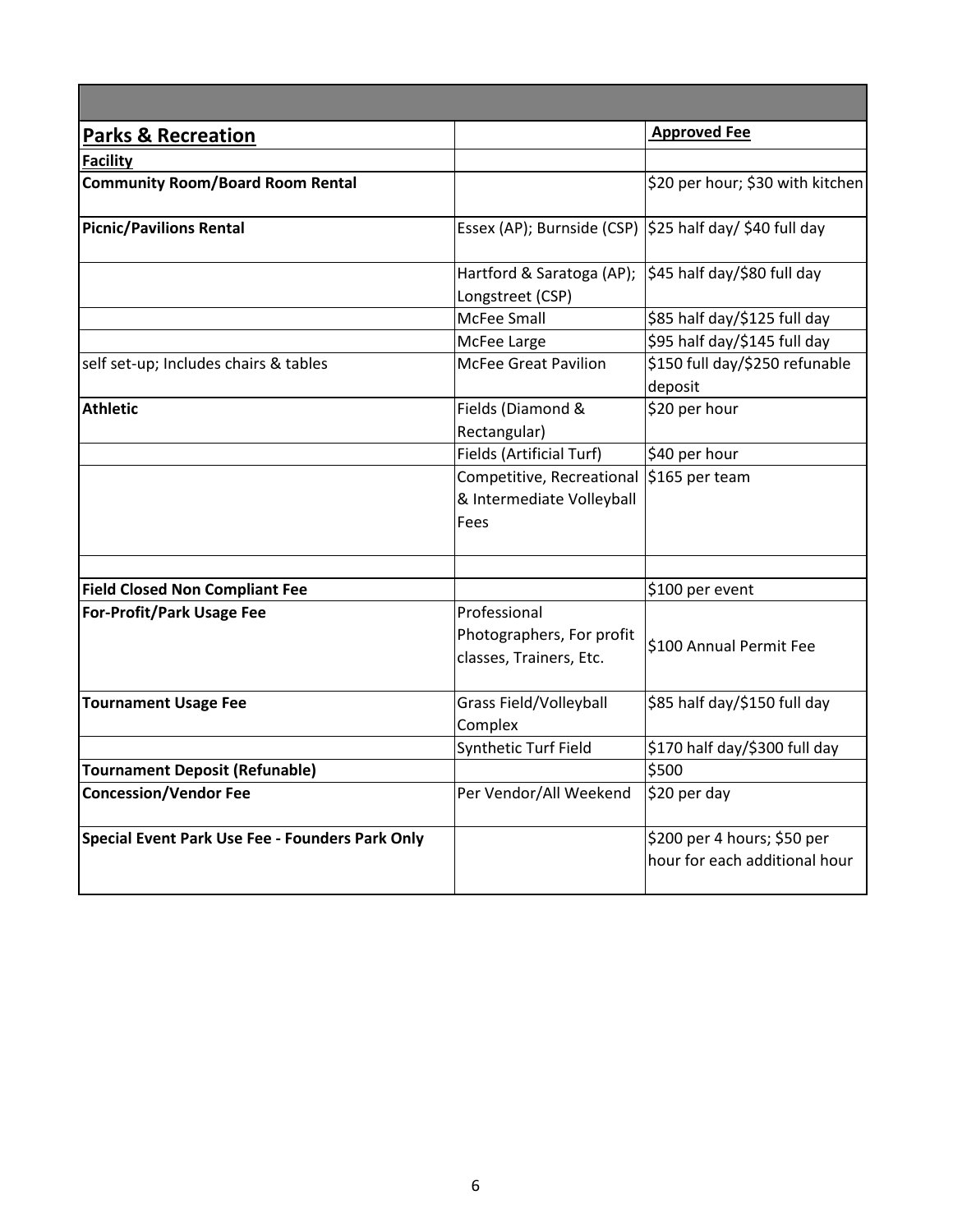| | | |
|---|---|---|
| **Parks & Recreation** | | **Approved Fee** |
| **Facility** | | |
| **Community Room/Board Room Rental** | | $20 per hour; $30 with kitchen |
| **Picnic/Pavilions Rental** | Essex (AP); Burnside (CSP) | $25 half day/ $40 full day |
| | Hartford & Saratoga (AP); Longstreet (CSP) | $45 half day/$80 full day |
| | McFee Small | $85 half day/$125 full day |
| | McFee Large | $95 half day/$145 full day |
| self set-up; Includes chairs & tables | McFee Great Pavilion | $150 full day/$250 refunable deposit |
| **Athletic** | Fields (Diamond & Rectangular) | $20 per hour |
| | Fields (Artificial Turf) | $40 per hour |
| | Competitive, Recreational & Intermediate Volleyball Fees | $165 per team |
| | | |
| **Field Closed Non Compliant Fee** | | $100 per event |
| **For-Profit/Park Usage Fee** | Professional Photographers, For profit classes, Trainers, Etc. | $100 Annual Permit Fee |
| **Tournament Usage Fee** | Grass Field/Volleyball Complex | $85 half day/$150 full day |
| | Synthetic Turf Field | $170 half day/$300 full day |
| **Tournament Deposit (Refunable)** | | $500 |
| **Concession/Vendor Fee** | Per Vendor/All Weekend | $20 per day |
| **Special Event Park Use Fee - Founders Park Only** | | $200 per 4 hours; $50 per hour for each additional hour |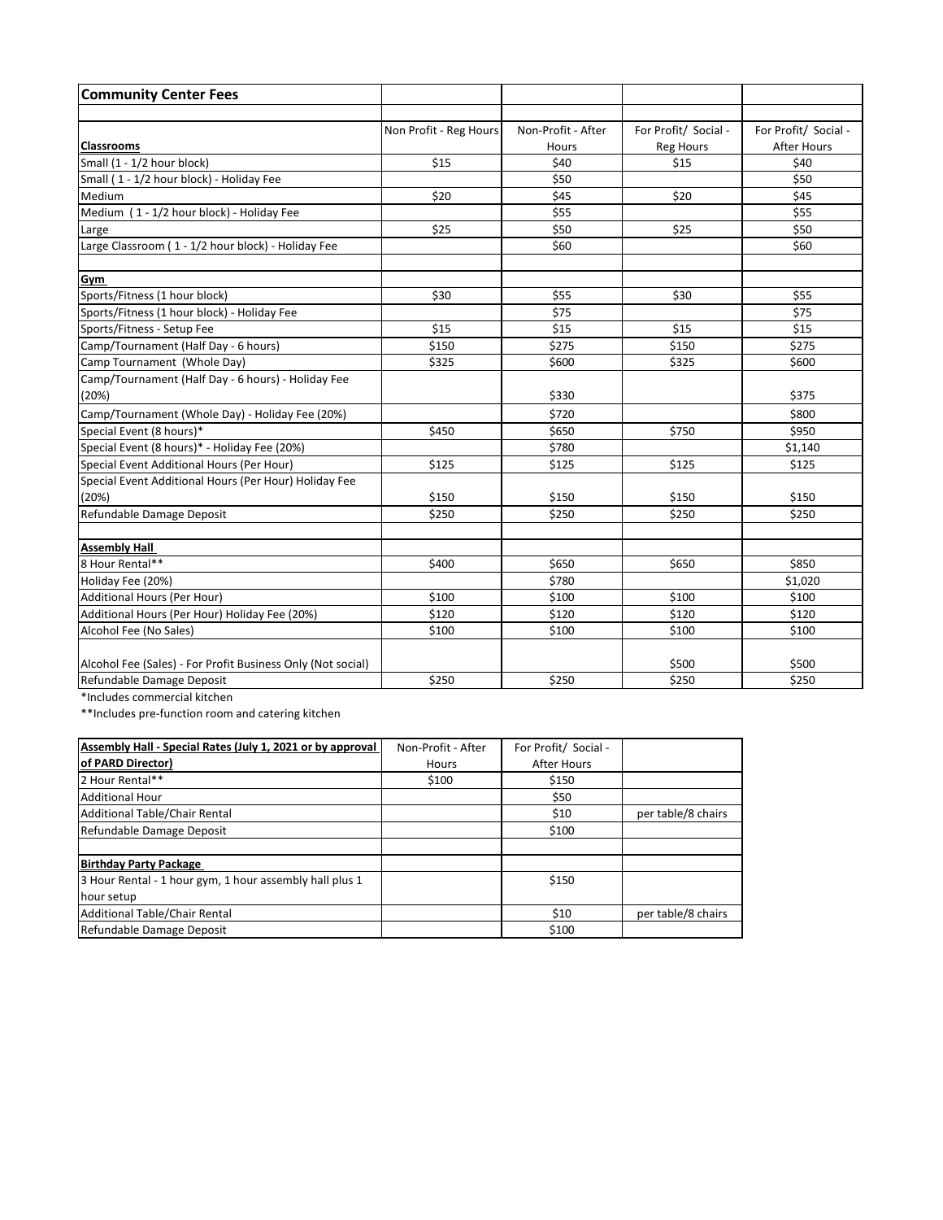| Community Center Fees | | | | |
|---|---|---|---|---|
| | | | | |
| **Classrooms** | Non Profit - Reg Hours | Non-Profit - After Hours | For Profit/ Social - Reg Hours | For Profit/ Social - After Hours |
| Small (1 - 1/2 hour block) | $15 | $40 | $15 | $40 |
| Small ( 1 - 1/2 hour block) - Holiday Fee | | $50 | | $50 |
| Medium | $20 | $45 | $20 | $45 |
| Medium ( 1 - 1/2 hour block) - Holiday Fee | | $55 | | $55 |
| Large | $25 | $50 | $25 | $50 |
| Large Classroom ( 1 - 1/2 hour block) - Holiday Fee | | $60 | | $60 |
| | | | | |
| **Gym** | | | | |
| Sports/Fitness (1 hour block) | $30 | $55 | $30 | $55 |
| Sports/Fitness (1 hour block) - Holiday Fee | | $75 | | $75 |
| Sports/Fitness - Setup Fee | $15 | $15 | $15 | $15 |
| Camp/Tournament (Half Day - 6 hours) | $150 | $275 | $150 | $275 |
| Camp Tournament (Whole Day) | $325 | $600 | $325 | $600 |
| Camp/Tournament (Half Day - 6 hours) - Holiday Fee (20%) | | $330 | | $375 |
| Camp/Tournament (Whole Day) - Holiday Fee (20%) | | $720 | | $800 |
| Special Event (8 hours)* | $450 | $650 | $750 | $950 |
| Special Event (8 hours)* - Holiday Fee (20%) | | $780 | | $1,140 |
| Special Event Additional Hours (Per Hour) | $125 | $125 | $125 | $125 |
| Special Event Additional Hours (Per Hour) Holiday Fee (20%) | $150 | $150 | $150 | $150 |
| Refundable Damage Deposit | $250 | $250 | $250 | $250 |
| | | | | |
| **Assembly Hall** | | | | |
| 8 Hour Rental** | $400 | $650 | $650 | $850 |
| Holiday Fee (20%) | | $780 | | $1,020 |
| Additional Hours (Per Hour) | $100 | $100 | $100 | $100 |
| Additional Hours (Per Hour) Holiday Fee (20%) | $120 | $120 | $120 | $120 |
| Alcohol Fee (No Sales) | $100 | $100 | $100 | $100 |
| Alcohol Fee (Sales) - For Profit Business Only (Not social) | | | $500 | $500 |
| Refundable Damage Deposit | $250 | $250 | $250 | $250 |

*Includes commercial kitchen

**Includes pre-function room and catering kitchen

| Assembly Hall - Special Rates (July 1, 2021 or by approval of PARD Director) | Non-Profit - After Hours | For Profit/ Social - After Hours | |
|---|---|---|---|
| 2 Hour Rental** | $100 | $150 | |
| Additional Hour | | $50 | |
| Additional Table/Chair Rental | | $10 | per table/8 chairs |
| Refundable Damage Deposit | | $100 | |
| | | | |
| **Birthday Party Package** | | | |
| 3 Hour Rental - 1 hour gym, 1 hour assembly hall plus 1 hour setup | | $150 | |
| Additional Table/Chair Rental | | $10 | per table/8 chairs |
| Refundable Damage Deposit | | $100 | |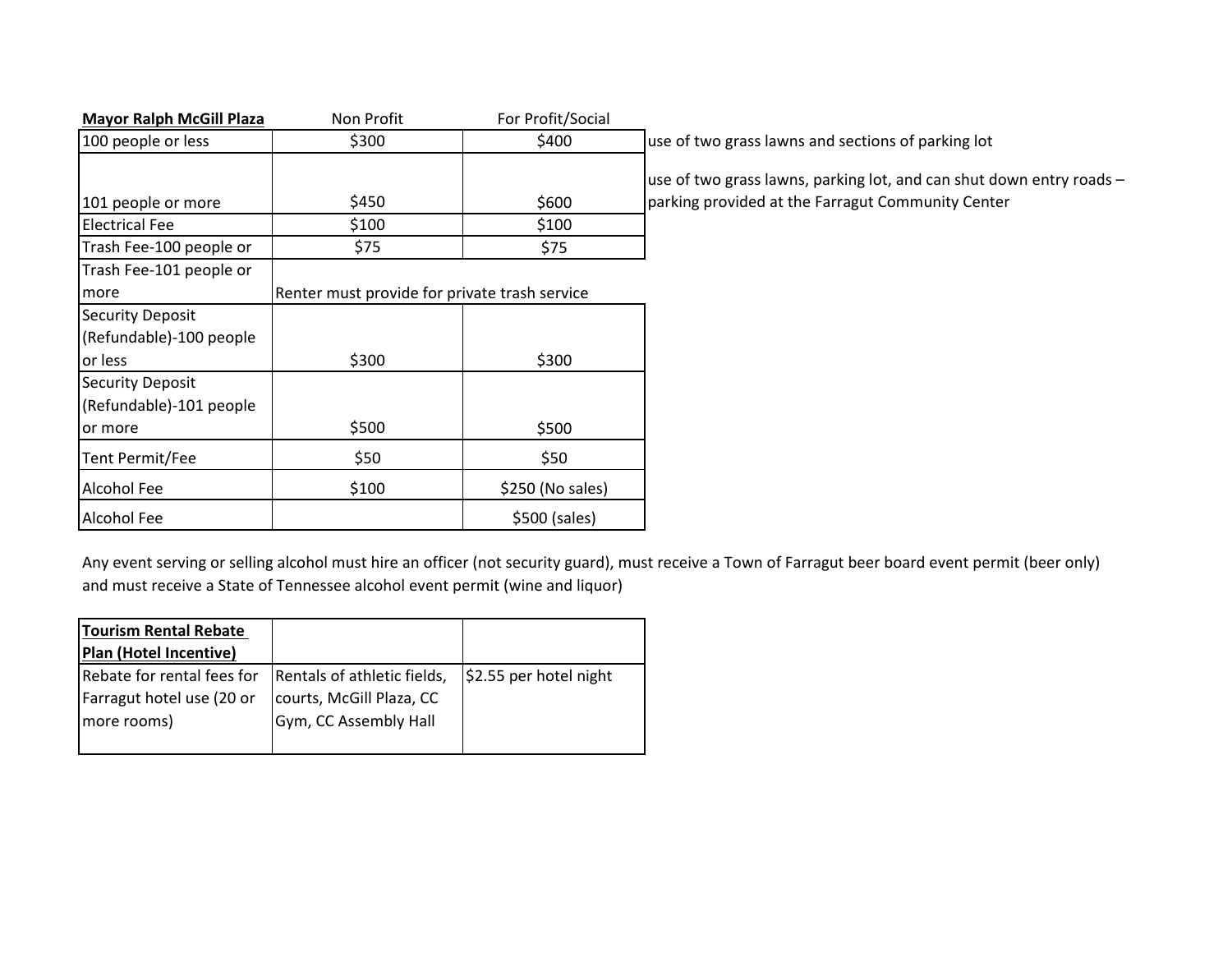| **Mayor Ralph McGill Plaza** | Non Profit | For Profit/Social | |
|---|---|---|---|
| 100 people or less | $300 | $400 | use of two grass lawns and sections of parking lot |
| 101 people or more | $450 | $600 | use of two grass lawns, parking lot, and can shut down entry roads – parking provided at the Farragut Community Center |
| Electrical Fee | $100 | $100 | |
| Trash Fee-100 people or | $75 | $75 | |
| Trash Fee-101 people or more | Renter must provide for private trash service | | |
| Security Deposit (Refundable)-100 people or less | $300 | $300 | |
| Security Deposit (Refundable)-101 people or more | $500 | $500 | |
| Tent Permit/Fee | $50 | $50 | |
| Alcohol Fee | $100 | $250 (No sales) | |
| Alcohol Fee | | $500 (sales) | |

Any event serving or selling alcohol must hire an officer (not security guard), must receive a Town of Farragut beer board event permit (beer only) and must receive a State of Tennessee alcohol event permit (wine and liquor)

| **Tourism Rental Rebate Plan (Hotel Incentive)** | | |
|---|---|---|
| Rebate for rental fees for Farragut hotel use (20 or more rooms) | Rentals of athletic fields, courts, McGill Plaza, CC Gym, CC Assembly Hall | $2.55 per hotel night |